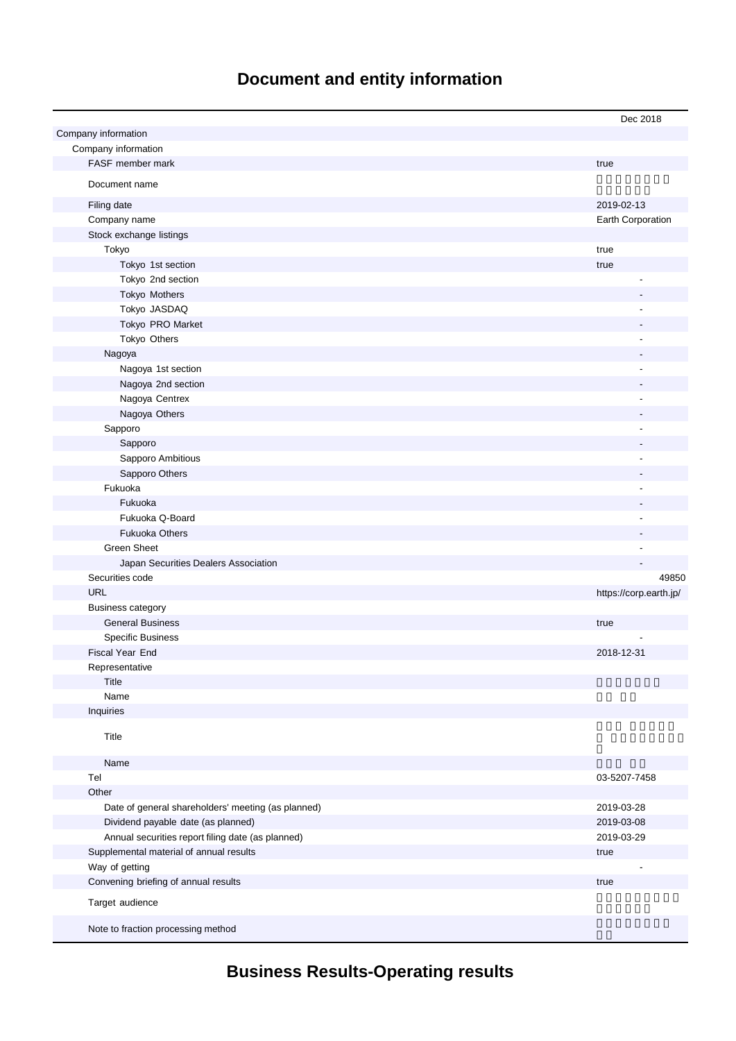# Document and entity information

| | Dec 2018 |
|---|---|
| Company information | |
| Company information | |
| FASF member mark | true |
| Document name | |
| Filing date | 2019-02-13 |
| Company name | Earth Corporation |
| Stock exchange listings | |
| Tokyo | true |
| Tokyo 1st section | true |
| Tokyo 2nd section | - |
| Tokyo Mothers | - |
| Tokyo JASDAQ | - |
| Tokyo PRO Market | - |
| Tokyo Others | - |
| Nagoya | - |
| Nagoya 1st section | - |
| Nagoya 2nd section | - |
| Nagoya Centrex | - |
| Nagoya Others | - |
| Sapporo | - |
| Sapporo | - |
| Sapporo Ambitious | - |
| Sapporo Others | - |
| Fukuoka | - |
| Fukuoka | - |
| Fukuoka Q-Board | - |
| Fukuoka Others | - |
| Green Sheet | - |
| Japan Securities Dealers Association | - |
| Securities code | 49850 |
| URL | https://corp.earth.jp/ |
| Business category | |
| General Business | true |
| Specific Business | - |
| Fiscal Year End | 2018-12-31 |
| Representative | |
| Title | |
| Name | |
| Inquiries | |
| Title | |
| Name | |
| Tel | 03-5207-7458 |
| Other | |
| Date of general shareholders' meeting (as planned) | 2019-03-28 |
| Dividend payable date (as planned) | 2019-03-08 |
| Annual securities report filing date (as planned) | 2019-03-29 |
| Supplemental material of annual results | true |
| Way of getting | - |
| Convening briefing of annual results | true |
| Target audience | |
| Note to fraction processing method | |

# Business Results-Operating results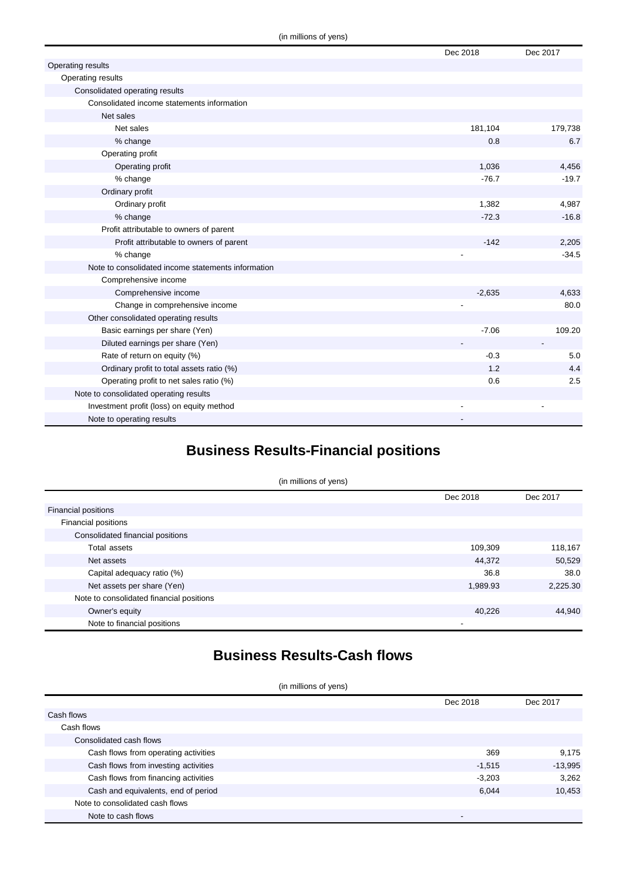(in millions of yens)

| | Dec 2018 | Dec 2017 |
|---|---|---|
| Operating results | | |
| Operating results | | |
| Consolidated operating results | | |
| Consolidated income statements information | | |
| Net sales | | |
| Net sales | 181,104 | 179,738 |
| % change | 0.8 | 6.7 |
| Operating profit | | |
| Operating profit | 1,036 | 4,456 |
| % change | -76.7 | -19.7 |
| Ordinary profit | | |
| Ordinary profit | 1,382 | 4,987 |
| % change | -72.3 | -16.8 |
| Profit attributable to owners of parent | | |
| Profit attributable to owners of parent | -142 | 2,205 |
| % change | - | -34.5 |
| Note to consolidated income statements information | | |
| Comprehensive income | | |
| Comprehensive income | -2,635 | 4,633 |
| Change in comprehensive income | - | 80.0 |
| Other consolidated operating results | | |
| Basic earnings per share (Yen) | -7.06 | 109.20 |
| Diluted earnings per share (Yen) | - | - |
| Rate of return on equity (%) | -0.3 | 5.0 |
| Ordinary profit to total assets ratio (%) | 1.2 | 4.4 |
| Operating profit to net sales ratio (%) | 0.6 | 2.5 |
| Note to consolidated operating results | | |
| Investment profit (loss) on equity method | - | - |
| Note to operating results | - | |

## Business Results-Financial positions

(in millions of yens)

| | Dec 2018 | Dec 2017 |
|---|---|---|
| Financial positions | | |
| Financial positions | | |
| Consolidated financial positions | | |
| Total assets | 109,309 | 118,167 |
| Net assets | 44,372 | 50,529 |
| Capital adequacy ratio (%) | 36.8 | 38.0 |
| Net assets per share (Yen) | 1,989.93 | 2,225.30 |
| Note to consolidated financial positions | | |
| Owner's equity | 40,226 | 44,940 |
| Note to financial positions | - | |

## Business Results-Cash flows

(in millions of yens)

| | Dec 2018 | Dec 2017 |
|---|---|---|
| Cash flows | | |
| Cash flows | | |
| Consolidated cash flows | | |
| Cash flows from operating activities | 369 | 9,175 |
| Cash flows from investing activities | -1,515 | -13,995 |
| Cash flows from financing activities | -3,203 | 3,262 |
| Cash and equivalents, end of period | 6,044 | 10,453 |
| Note to consolidated cash flows | | |
| Note to cash flows | - | |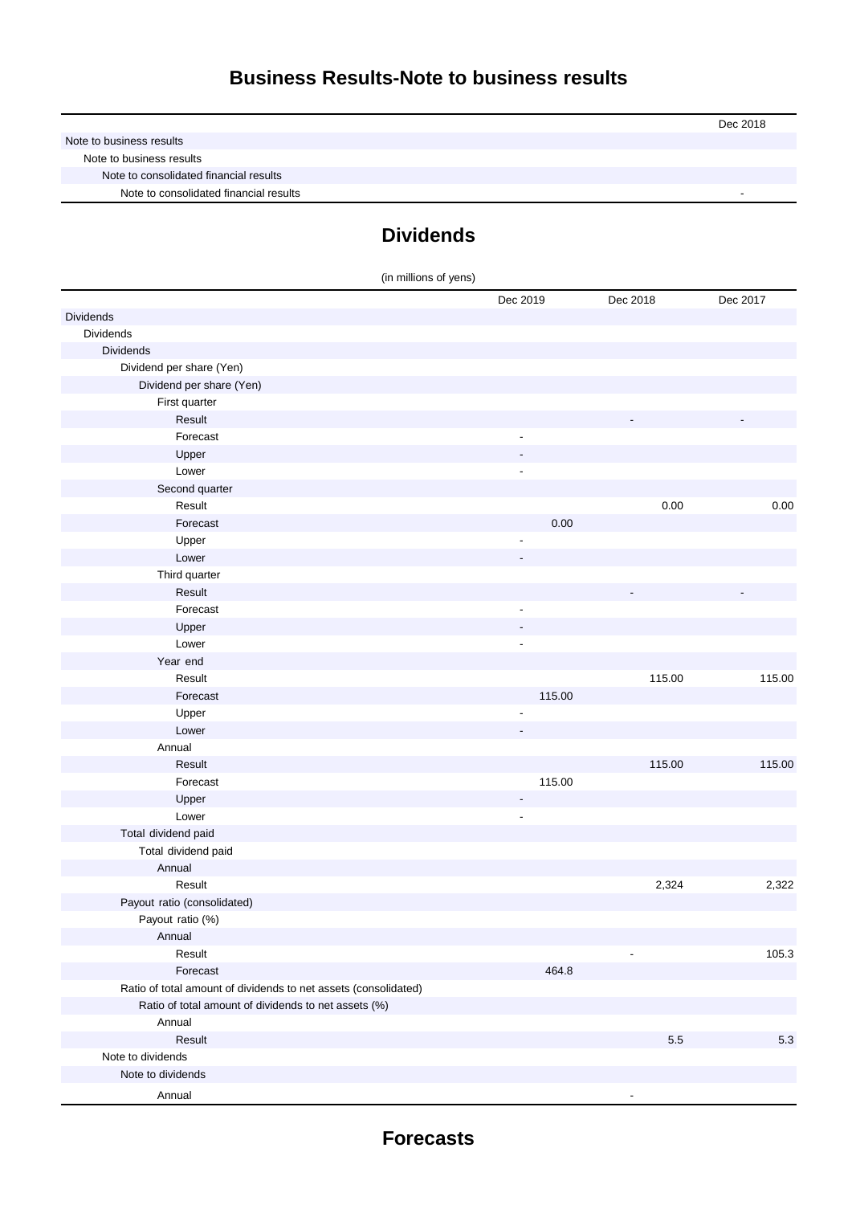## Business Results-Note to business results

| | Dec 2018 |
|---|---|
| Note to business results | |
| Note to business results | |
| Note to consolidated financial results | |
| Note to consolidated financial results | - |

## Dividends

(in millions of yens)

| | Dec 2019 | Dec 2018 | Dec 2017 |
|---|---|---|---|
| Dividends | | | |
| Dividends | | | |
| Dividends | | | |
| Dividend per share (Yen) | | | |
| Dividend per share (Yen) | | | |
| First quarter | | | |
| Result | | - | - |
| Forecast | - | | |
| Upper | - | | |
| Lower | - | | |
| Second quarter | | | |
| Result | | 0.00 | 0.00 |
| Forecast | 0.00 | | |
| Upper | - | | |
| Lower | - | | |
| Third quarter | | | |
| Result | | - | - |
| Forecast | - | | |
| Upper | - | | |
| Lower | - | | |
| Year end | | | |
| Result | | 115.00 | 115.00 |
| Forecast | 115.00 | | |
| Upper | - | | |
| Lower | - | | |
| Annual | | | |
| Result | | 115.00 | 115.00 |
| Forecast | 115.00 | | |
| Upper | - | | |
| Lower | - | | |
| Total dividend paid | | | |
| Total dividend paid | | | |
| Annual | | | |
| Result | | 2,324 | 2,322 |
| Payout ratio (consolidated) | | | |
| Payout ratio (%) | | | |
| Annual | | | |
| Result | | - | 105.3 |
| Forecast | 464.8 | | |
| Ratio of total amount of dividends to net assets (consolidated) | | | |
| Ratio of total amount of dividends to net assets (%) | | | |
| Annual | | | |
| Result | | 5.5 | 5.3 |
| Note to dividends | | | |
| Note to dividends | | | |
| Annual | | - | |

## Forecasts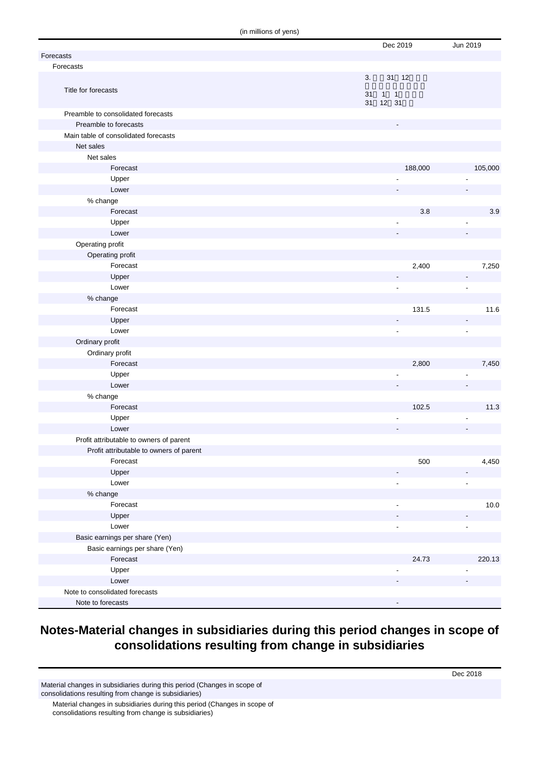(in millions of yens)

| | Dec 2019 | Jun 2019 |
|---|---|---|
| Forecasts | | |
| Forecasts | | |
| Title for forecasts | 3. 31 12<br>31 1 1<br>31 12 31 | |
| Preamble to consolidated forecasts | | |
| Preamble to forecasts | - | |
| Main table of consolidated forecasts | | |
| Net sales | | |
| Net sales | | |
| Forecast | 188,000 | 105,000 |
| Upper | - | - |
| Lower | - | - |
| % change | | |
| Forecast | 3.8 | 3.9 |
| Upper | - | - |
| Lower | - | - |
| Operating profit | | |
| Operating profit | | |
| Forecast | 2,400 | 7,250 |
| Upper | - | - |
| Lower | - | - |
| % change | | |
| Forecast | 131.5 | 11.6 |
| Upper | - | - |
| Lower | - | - |
| Ordinary profit | | |
| Ordinary profit | | |
| Forecast | 2,800 | 7,450 |
| Upper | - | - |
| Lower | - | - |
| % change | | |
| Forecast | 102.5 | 11.3 |
| Upper | - | - |
| Lower | - | - |
| Profit attributable to owners of parent | | |
| Profit attributable to owners of parent | | |
| Forecast | 500 | 4,450 |
| Upper | - | - |
| Lower | - | - |
| % change | | |
| Forecast | - | 10.0 |
| Upper | - | - |
| Lower | - | - |
| Basic earnings per share (Yen) | | |
| Basic earnings per share (Yen) | | |
| Forecast | 24.73 | 220.13 |
| Upper | - | - |
| Lower | - | - |
| Note to consolidated forecasts | | |
| Note to forecasts | - | |

## Notes-Material changes in subsidiaries during this period changes in scope of consolidations resulting from change in subsidiaries

| | Dec 2018 |
|---|---|
| Material changes in subsidiaries during this period (Changes in scope of consolidations resulting from change is subsidiaries) | |
| Material changes in subsidiaries during this period (Changes in scope of consolidations resulting from change is subsidiaries) | |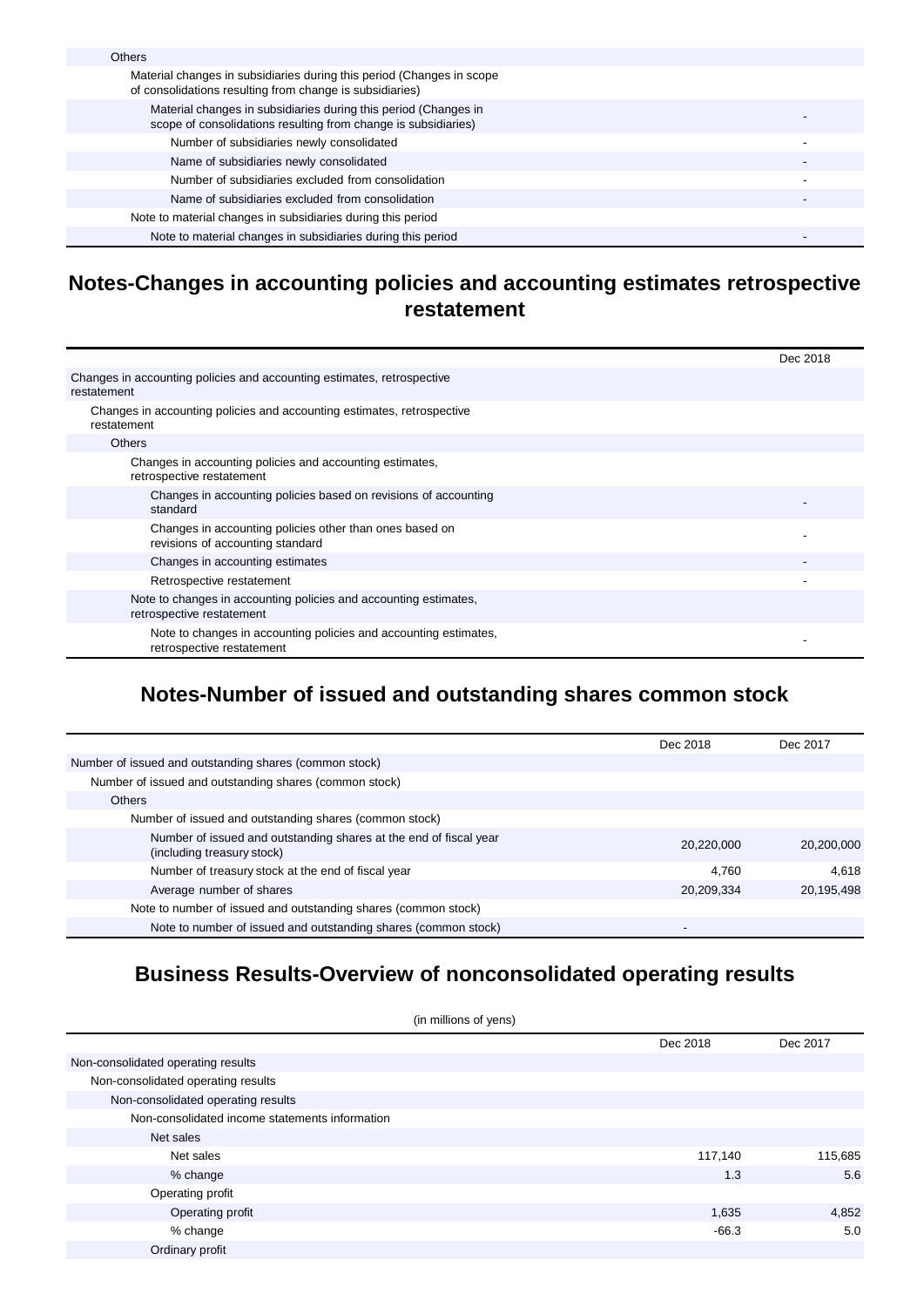| | |
|---|---|
| Others | |
| Material changes in subsidiaries during this period (Changes in scope of consolidations resulting from change is subsidiaries) | |
| Material changes in subsidiaries during this period (Changes in scope of consolidations resulting from change is subsidiaries) | - |
| Number of subsidiaries newly consolidated | - |
| Name of subsidiaries newly consolidated | - |
| Number of subsidiaries excluded from consolidation | - |
| Name of subsidiaries excluded from consolidation | - |
| Note to material changes in subsidiaries during this period | |
| Note to material changes in subsidiaries during this period | - |

## Notes-Changes in accounting policies and accounting estimates retrospective restatement

| | Dec 2018 |
|---|---|
| Changes in accounting policies and accounting estimates, retrospective restatement | |
| Changes in accounting policies and accounting estimates, retrospective restatement | |
| Others | |
| Changes in accounting policies and accounting estimates, retrospective restatement | |
| Changes in accounting policies based on revisions of accounting standard | - |
| Changes in accounting policies other than ones based on revisions of accounting standard | - |
| Changes in accounting estimates | - |
| Retrospective restatement | - |
| Note to changes in accounting policies and accounting estimates, retrospective restatement | |
| Note to changes in accounting policies and accounting estimates, retrospective restatement | - |

## Notes-Number of issued and outstanding shares common stock

| | Dec 2018 | Dec 2017 |
|---|---|---|
| Number of issued and outstanding shares (common stock) | | |
| Number of issued and outstanding shares (common stock) | | |
| Others | | |
| Number of issued and outstanding shares (common stock) | | |
| Number of issued and outstanding shares at the end of fiscal year (including treasury stock) | 20,220,000 | 20,200,000 |
| Number of treasury stock at the end of fiscal year | 4,760 | 4,618 |
| Average number of shares | 20,209,334 | 20,195,498 |
| Note to number of issued and outstanding shares (common stock) | | |
| Note to number of issued and outstanding shares (common stock) | - | |

## Business Results-Overview of nonconsolidated operating results

(in millions of yens)

| | Dec 2018 | Dec 2017 |
|---|---|---|
| Non-consolidated operating results | | |
| Non-consolidated operating results | | |
| Non-consolidated operating results | | |
| Non-consolidated income statements information | | |
| Net sales | | |
| Net sales | 117,140 | 115,685 |
| % change | 1.3 | 5.6 |
| Operating profit | | |
| Operating profit | 1,635 | 4,852 |
| % change | -66.3 | 5.0 |
| Ordinary profit | | |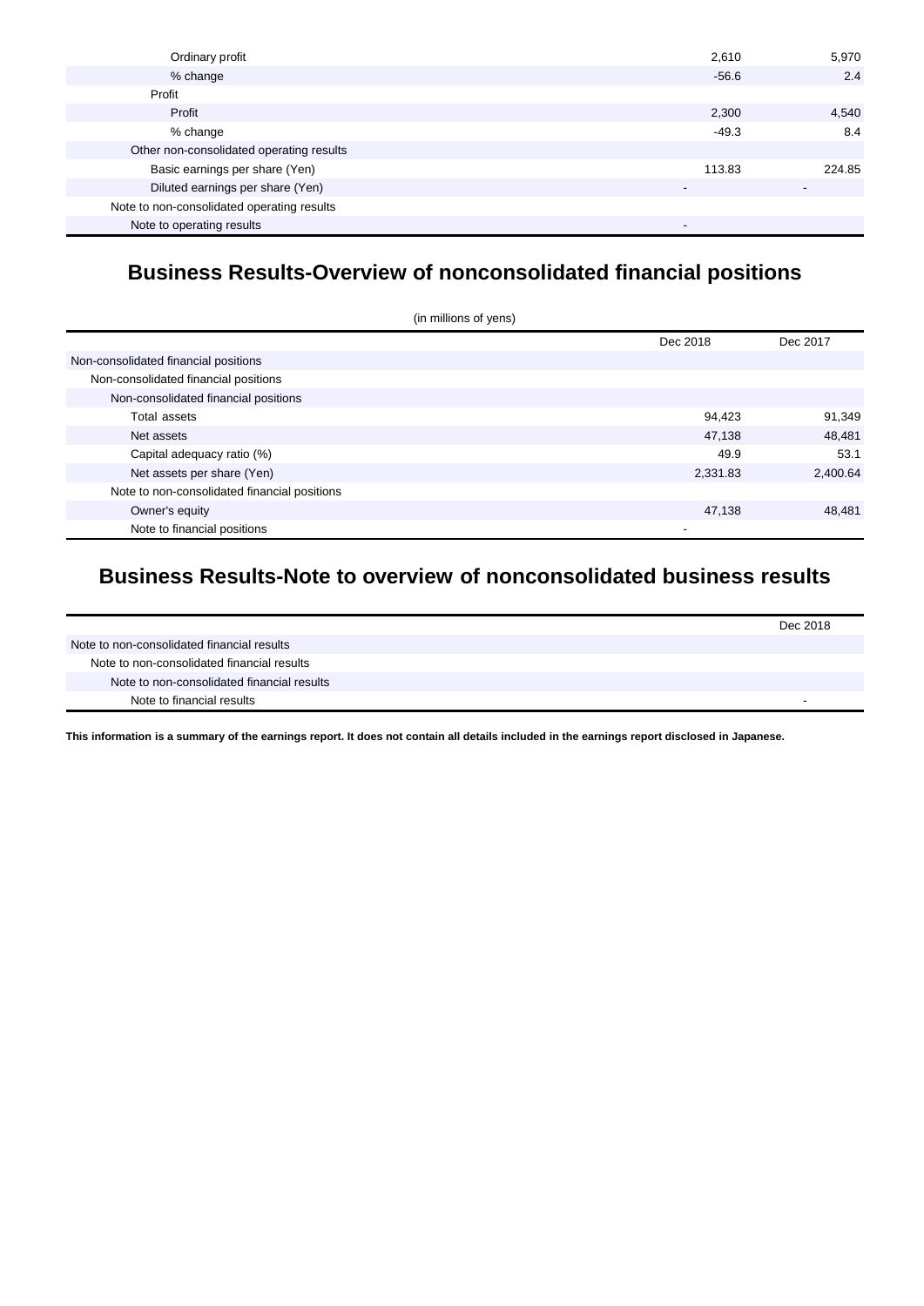| | | |
|---|---|---|
| Ordinary profit | 2,610 | 5,970 |
| % change | -56.6 | 2.4 |
| Profit | | |
| Profit | 2,300 | 4,540 |
| % change | -49.3 | 8.4 |
| Other non-consolidated operating results | | |
| Basic earnings per share (Yen) | 113.83 | 224.85 |
| Diluted earnings per share (Yen) | - | - |
| Note to non-consolidated operating results | | |
| Note to operating results | - | |

## Business Results-Overview of nonconsolidated financial positions

(in millions of yens)

| | Dec 2018 | Dec 2017 |
|---|---|---|
| Non-consolidated financial positions | | |
| Non-consolidated financial positions | | |
| Non-consolidated financial positions | | |
| Total assets | 94,423 | 91,349 |
| Net assets | 47,138 | 48,481 |
| Capital adequacy ratio (%) | 49.9 | 53.1 |
| Net assets per share (Yen) | 2,331.83 | 2,400.64 |
| Note to non-consolidated financial positions | | |
| Owner's equity | 47,138 | 48,481 |
| Note to financial positions | - | |

## Business Results-Note to overview of nonconsolidated business results

| | Dec 2018 |
|---|---|
| Note to non-consolidated financial results | |
| Note to non-consolidated financial results | |
| Note to non-consolidated financial results | |
| Note to financial results | - |

**This information is a summary of the earnings report. It does not contain all details included in the earnings report disclosed in Japanese.**